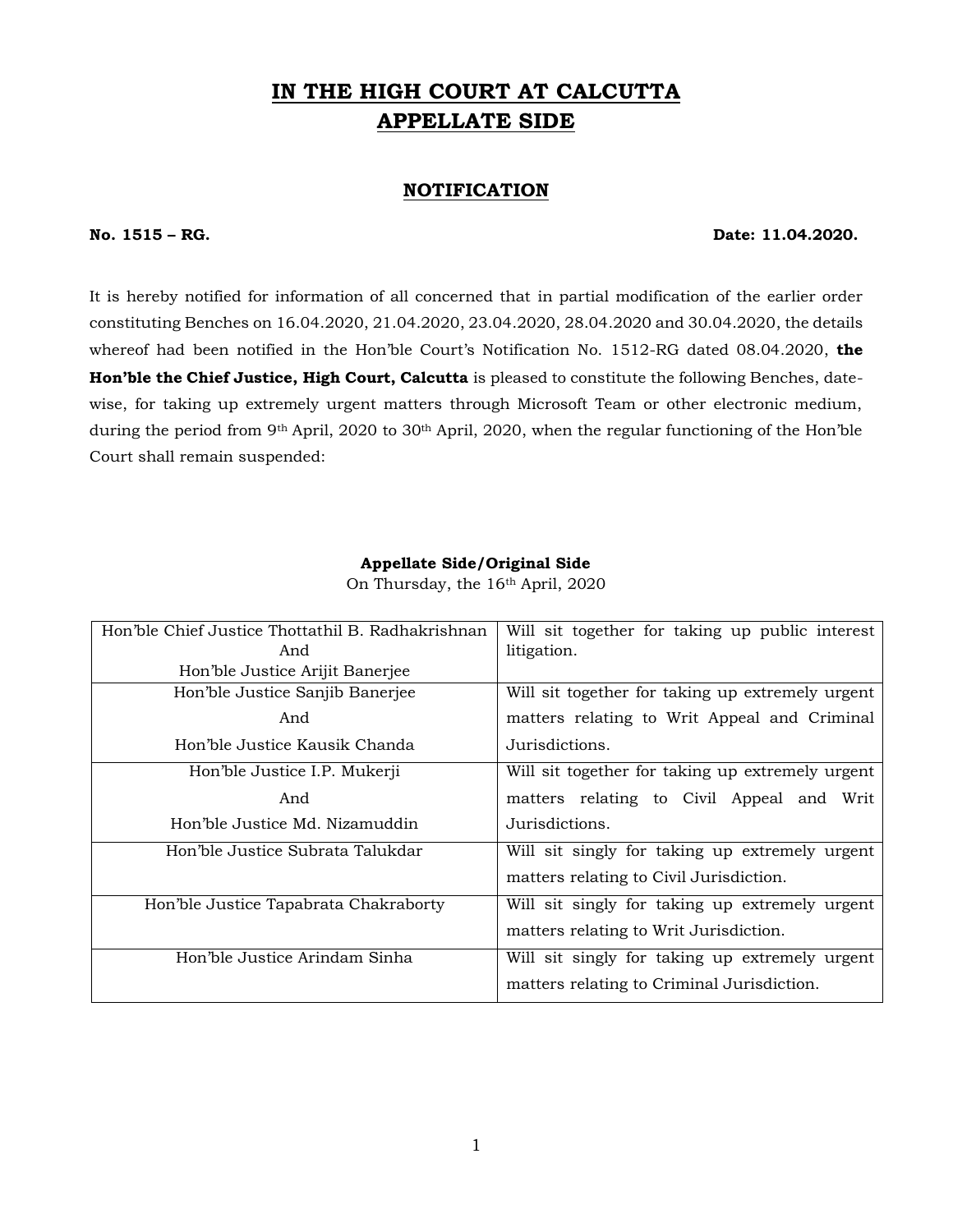# IN THE HIGH COURT AT CALCUTTA
# APPELLATE SIDE

## NOTIFICATION

**No. 1515 – RG.** **Date: 11.04.2020.**

It is hereby notified for information of all concerned that in partial modification of the earlier order constituting Benches on 16.04.2020, 21.04.2020, 23.04.2020, 28.04.2020 and 30.04.2020, the details whereof had been notified in the Hon'ble Court's Notification No. 1512-RG dated 08.04.2020, **the Hon'ble the Chief Justice, High Court, Calcutta** is pleased to constitute the following Benches, date-wise, for taking up extremely urgent matters through Microsoft Team or other electronic medium, during the period from 9th April, 2020 to 30th April, 2020, when the regular functioning of the Hon'ble Court shall remain suspended:

**Appellate Side/Original Side**

On Thursday, the 16th April, 2020

| | |
|---|---|
| Hon'ble Chief Justice Thottathil B. Radhakrishnan And Hon'ble Justice Arijit Banerjee | Will sit together for taking up public interest litigation. |
| Hon'ble Justice Sanjib Banerjee And Hon'ble Justice Kausik Chanda | Will sit together for taking up extremely urgent matters relating to Writ Appeal and Criminal Jurisdictions. |
| Hon'ble Justice I.P. Mukerji And Hon'ble Justice Md. Nizamuddin | Will sit together for taking up extremely urgent matters relating to Civil Appeal and Writ Jurisdictions. |
| Hon'ble Justice Subrata Talukdar | Will sit singly for taking up extremely urgent matters relating to Civil Jurisdiction. |
| Hon'ble Justice Tapabrata Chakraborty | Will sit singly for taking up extremely urgent matters relating to Writ Jurisdiction. |
| Hon'ble Justice Arindam Sinha | Will sit singly for taking up extremely urgent matters relating to Criminal Jurisdiction. |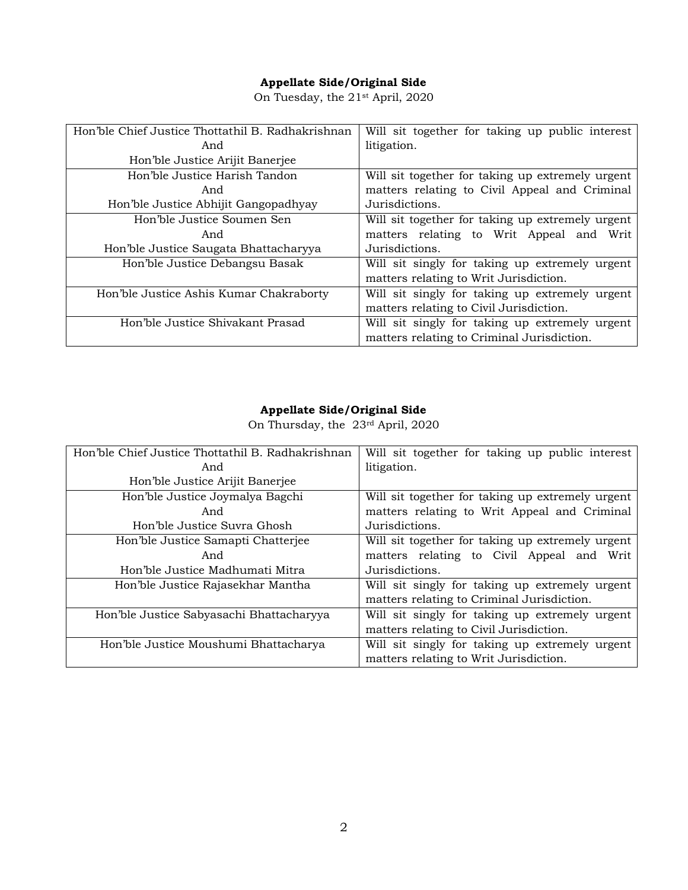**Appellate Side/Original Side**

On Tuesday, the 21st April, 2020

| | |
|---|---|
| Hon'ble Chief Justice Thottathil B. Radhakrishnan And Hon'ble Justice Arijit Banerjee | Will sit together for taking up public interest litigation. |
| Hon'ble Justice Harish Tandon And Hon'ble Justice Abhijit Gangopadhyay | Will sit together for taking up extremely urgent matters relating to Civil Appeal and Criminal Jurisdictions. |
| Hon'ble Justice Soumen Sen And Hon'ble Justice Saugata Bhattacharyya | Will sit together for taking up extremely urgent matters relating to Writ Appeal and Writ Jurisdictions. |
| Hon'ble Justice Debangsu Basak | Will sit singly for taking up extremely urgent matters relating to Writ Jurisdiction. |
| Hon'ble Justice Ashis Kumar Chakraborty | Will sit singly for taking up extremely urgent matters relating to Civil Jurisdiction. |
| Hon'ble Justice Shivakant Prasad | Will sit singly for taking up extremely urgent matters relating to Criminal Jurisdiction. |

**Appellate Side/Original Side**

On Thursday, the 23rd April, 2020

| | |
|---|---|
| Hon'ble Chief Justice Thottathil B. Radhakrishnan And Hon'ble Justice Arijit Banerjee | Will sit together for taking up public interest litigation. |
| Hon'ble Justice Joymalya Bagchi And Hon'ble Justice Suvra Ghosh | Will sit together for taking up extremely urgent matters relating to Writ Appeal and Criminal Jurisdictions. |
| Hon'ble Justice Samapti Chatterjee And Hon'ble Justice Madhumati Mitra | Will sit together for taking up extremely urgent matters relating to Civil Appeal and Writ Jurisdictions. |
| Hon'ble Justice Rajasekhar Mantha | Will sit singly for taking up extremely urgent matters relating to Criminal Jurisdiction. |
| Hon'ble Justice Sabyasachi Bhattacharyya | Will sit singly for taking up extremely urgent matters relating to Civil Jurisdiction. |
| Hon'ble Justice Moushumi Bhattacharya | Will sit singly for taking up extremely urgent matters relating to Writ Jurisdiction. |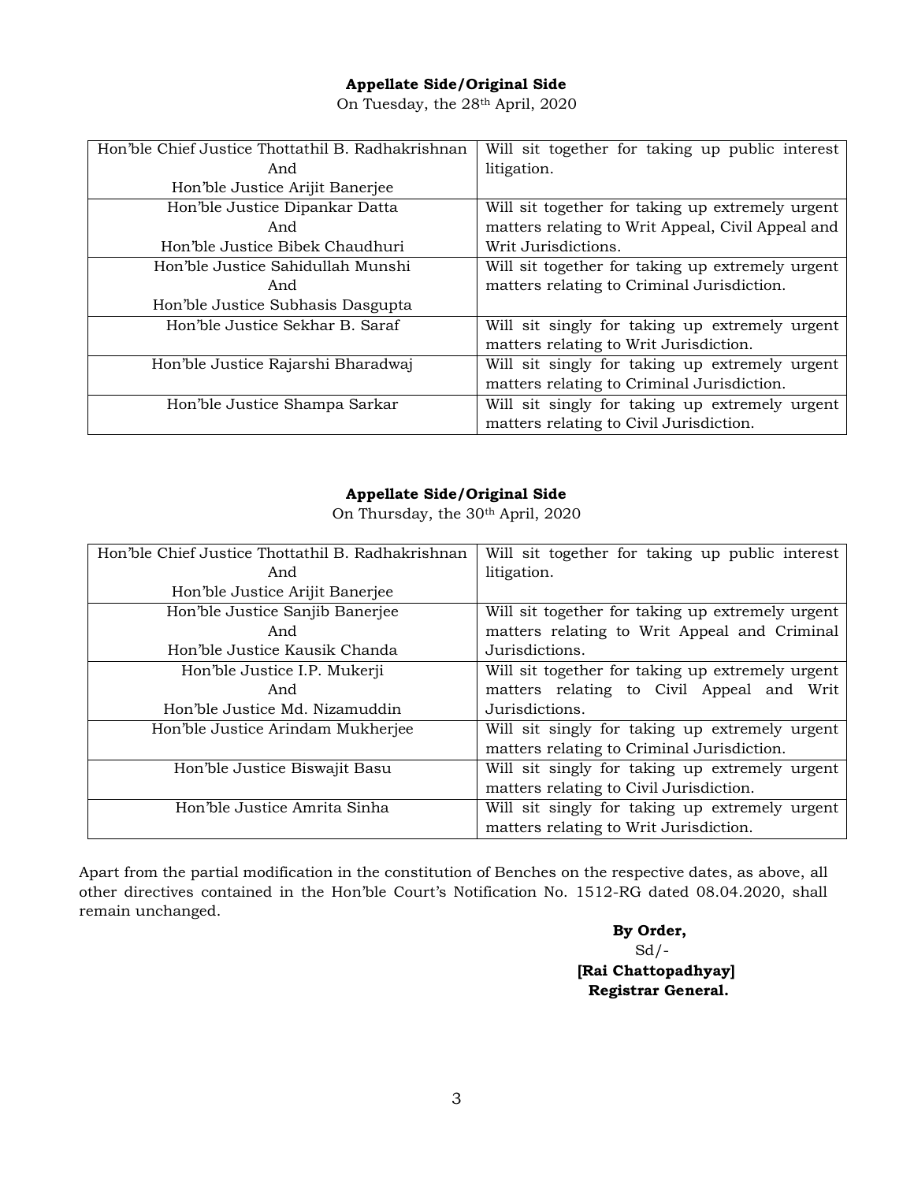**Appellate Side/Original Side**

On Tuesday, the 28th April, 2020

| | |
|---|---|
| Hon'ble Chief Justice Thottathil B. Radhakrishnan And Hon'ble Justice Arijit Banerjee | Will sit together for taking up public interest litigation. |
| Hon'ble Justice Dipankar Datta And Hon'ble Justice Bibek Chaudhuri | Will sit together for taking up extremely urgent matters relating to Writ Appeal, Civil Appeal and Writ Jurisdictions. |
| Hon'ble Justice Sahidullah Munshi And Hon'ble Justice Subhasis Dasgupta | Will sit together for taking up extremely urgent matters relating to Criminal Jurisdiction. |
| Hon'ble Justice Sekhar B. Saraf | Will sit singly for taking up extremely urgent matters relating to Writ Jurisdiction. |
| Hon'ble Justice Rajarshi Bharadwaj | Will sit singly for taking up extremely urgent matters relating to Criminal Jurisdiction. |
| Hon'ble Justice Shampa Sarkar | Will sit singly for taking up extremely urgent matters relating to Civil Jurisdiction. |

**Appellate Side/Original Side**

On Thursday, the 30th April, 2020

| | |
|---|---|
| Hon'ble Chief Justice Thottathil B. Radhakrishnan And Hon'ble Justice Arijit Banerjee | Will sit together for taking up public interest litigation. |
| Hon'ble Justice Sanjib Banerjee And Hon'ble Justice Kausik Chanda | Will sit together for taking up extremely urgent matters relating to Writ Appeal and Criminal Jurisdictions. |
| Hon'ble Justice I.P. Mukerji And Hon'ble Justice Md. Nizamuddin | Will sit together for taking up extremely urgent matters relating to Civil Appeal and Writ Jurisdictions. |
| Hon'ble Justice Arindam Mukherjee | Will sit singly for taking up extremely urgent matters relating to Criminal Jurisdiction. |
| Hon'ble Justice Biswajit Basu | Will sit singly for taking up extremely urgent matters relating to Civil Jurisdiction. |
| Hon'ble Justice Amrita Sinha | Will sit singly for taking up extremely urgent matters relating to Writ Jurisdiction. |

Apart from the partial modification in the constitution of Benches on the respective dates, as above, all other directives contained in the Hon'ble Court's Notification No. 1512-RG dated 08.04.2020, shall remain unchanged.

**By Order,**

Sd/-

**[Rai Chattopadhyay]**

**Registrar General.**